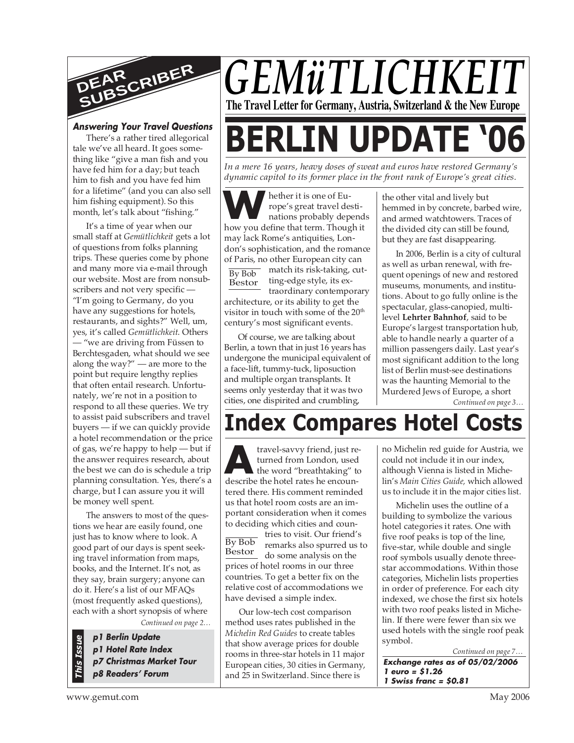# GEMüTLICHKEIT

**The Travel Letter for Germany, Austria, Switzerland & the New Europe**

## DEAR SUBSCRIBER

***Answering Your Travel Questions***

There's a rather tired allegorical tale we've all heard. It goes something like "give a man fish and you have fed him for a day; but teach him to fish and you have fed him for a lifetime" (and you can also sell him fishing equipment). So this month, let's talk about "fishing."

It's a time of year when our small staff at *Gemütlichkeit* gets a lot of questions from folks planning trips. These queries come by phone and many more via e-mail through our website. Most are from nonsubscribers and not very specific — "I'm going to Germany, do you have any suggestions for hotels, restaurants, and sights?" Well, um, yes, it's called *Gemütlichkeit*. Others — "we are driving from Füssen to Berchtesgaden, what should we see along the way?" — are more to the point but require lengthy replies that often entail research. Unfortunately, we're not in a position to respond to all these queries. We try to assist paid subscribers and travel buyers — if we can quickly provide a hotel recommendation or the price of gas, we're happy to help — but if the answer requires research, about the best we can do is schedule a trip planning consultation. Yes, there's a charge, but I can assure you it will be money well spent.

The answers to most of the questions we hear are easily found, one just has to know where to look. A good part of our days is spent seeking travel information from maps, books, and the Internet. It's not, as they say, brain surgery; anyone can do it. Here's a list of our MFAQs (most frequently asked questions), each with a short synopsis of where

*Continued on page 2…*

**This Issue**

***p1 Berlin Update***
***p1 Hotel Rate Index***
***p7 Christmas Market Tour***
***p8 Readers' Forum***

# BERLIN UPDATE '06

*In a mere 16 years, heavy doses of sweat and euros have restored Germany's dynamic capitol to its former place in the front rank of Europe's great cities.*

By Bob Bestor

Whether it is one of Europe's great travel destinations probably depends how you define that term. Though it may lack Rome's antiquities, London's sophistication, and the romance of Paris, no other European city can match its risk-taking, cutting-edge style, its extraordinary contemporary architecture, or its ability to get the visitor in touch with some of the 20th century's most significant events.

Of course, we are talking about Berlin, a town that in just 16 years has undergone the municipal equivalent of a face-lift, tummy-tuck, liposuction and multiple organ transplants. It seems only yesterday that it was two cities, one dispirited and crumbling, the other vital and lively but hemmed in by concrete, barbed wire, and armed watchtowers. Traces of the divided city can still be found, but they are fast disappearing.

In 2006, Berlin is a city of cultural as well as urban renewal, with frequent openings of new and restored museums, monuments, and institutions. About to go fully online is the spectacular, glass-canopied, multi-level **Lehrter Bahnhof**, said to be Europe's largest transportation hub, able to handle nearly a quarter of a million passengers daily. Last year's most significant addition to the long list of Berlin must-see destinations was the haunting Memorial to the Murdered Jews of Europe, a short

*Continued on page 3…*

# Index Compares Hotel Costs

By Bob Bestor

A travel-savvy friend, just returned from London, used the word "breathtaking" to describe the hotel rates he encountered there. His comment reminded us that hotel room costs are an important consideration when it comes to deciding which cities and countries to visit. Our friend's remarks also spurred us to do some analysis on the prices of hotel rooms in our three countries. To get a better fix on the relative cost of accommodations we have devised a simple index.

Our low-tech cost comparison method uses rates published in the *Michelin Red Guides* to create tables that show average prices for double rooms in three-star hotels in 11 major European cities, 30 cities in Germany, and 25 in Switzerland. Since there is no Michelin red guide for Austria, we could not include it in our index, although Vienna is listed in Michelin's *Main Cities Guide*, which allowed us to include it in the major cities list.

Michelin uses the outline of a building to symbolize the various hotel categories it rates. One with five roof peaks is top of the line, five-star, while double and single roof symbols usually denote three-star accommodations. Within those categories, Michelin lists properties in order of preference. For each city indexed, we chose the first six hotels with two roof peaks listed in Michelin. If there were fewer than six we used hotels with the single roof peak symbol.

*Continued on page 7…*

***Exchange rates as of 05/02/2006***
***1 euro = $1.26***
***1 Swiss franc = $0.81***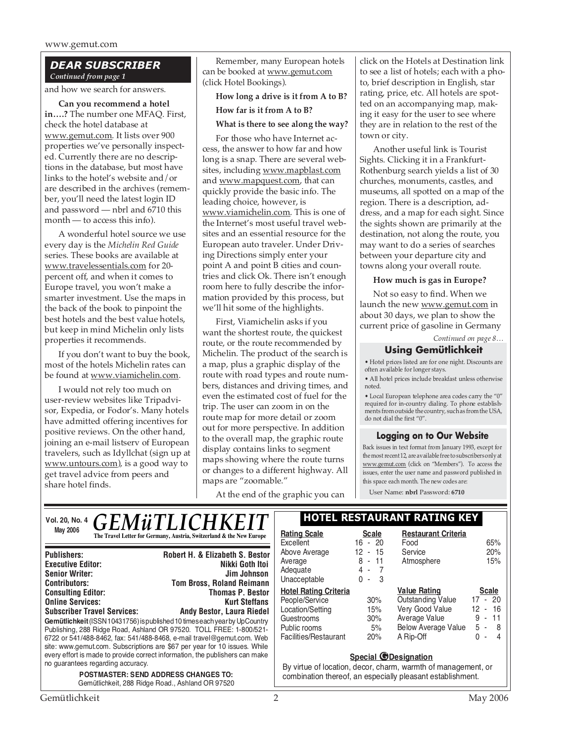## DEAR SUBSCRIBER

*Continued from page 1*

and how we search for answers.

**Can you recommend a hotel in….?** The number one MFAQ. First, check the hotel database at www.gemut.com. It lists over 900 properties we've personally inspected. Currently there are no descriptions in the database, but most have links to the hotel's website and/or are described in the archives (remember, you'll need the latest login ID and password — nbrl and 6710 this month — to access this info).

A wonderful hotel source we use every day is the *Michelin Red Guide* series. These books are available at www.travelessentials.com for 20-percent off, and when it comes to Europe travel, you won't make a smarter investment. Use the maps in the back of the book to pinpoint the best hotels and the best value hotels, but keep in mind Michelin only lists properties it recommends.

If you don't want to buy the book, most of the hotels Michelin rates can be found at www.viamichelin.com.

I would not rely too much on user-review websites like Tripadvisor, Expedia, or Fodor's. Many hotels have admitted offering incentives for positive reviews. On the other hand, joining an e-mail listserv of European travelers, such as Idyllchat (sign up at www.untours.com), is a good way to get travel advice from peers and share hotel finds.

Remember, many European hotels can be booked at www.gemut.com (click Hotel Bookings).

**How long a drive is it from A to B?**

**How far is it from A to B?**

**What is there to see along the way?**

For those who have Internet access, the answer to how far and how long is a snap. There are several websites, including www.mapblast.com and www.mapquest.com, that can quickly provide the basic info. The leading choice, however, is www.viamichelin.com. This is one of the Internet's most useful travel websites and an essential resource for the European auto traveler. Under Driving Directions simply enter your point A and point B cities and countries and click Ok. There isn't enough room here to fully describe the information provided by this process, but we'll hit some of the highlights.

First, Viamichelin asks if you want the shortest route, the quickest route, or the route recommended by Michelin. The product of the search is a map, plus a graphic display of the route with road types and route numbers, distances and driving times, and even the estimated cost of fuel for the trip. The user can zoom in on the route map for more detail or zoom out for more perspective. In addition to the overall map, the graphic route display contains links to segment maps showing where the route turns or changes to a different highway. All maps are "zoomable."

At the end of the graphic you can click on the Hotels at Destination link to see a list of hotels; each with a photo, brief description in English, star rating, price, etc. All hotels are spotted on an accompanying map, making it easy for the user to see where they are in relation to the rest of the town or city.

Another useful link is Tourist Sights. Clicking it in a Frankfurt-Rothenburg search yields a list of 30 churches, monuments, castles, and museums, all spotted on a map of the region. There is a description, address, and a map for each sight. Since the sights shown are primarily at the destination, not along the route, you may want to do a series of searches between your departure city and towns along your overall route.

**How much is gas in Europe?**

Not so easy to find. When we launch the new www.gemut.com in about 30 days, we plan to show the current price of gasoline in Germany

*Continued on page 8…*

### Using Gemütlichkeit

- Hotel prices listed are for one night. Discounts are often available for longer stays.
- All hotel prices include breakfast unless otherwise noted.
- Local European telephone area codes carry the "0" required for in-country dialing. To phone establishments from outside the country, such as from the USA, do not dial the first "0".

### Logging on to Our Website

Back issues in text format from January 1993, except for the most recent 12, are available free to subscribers only at www.gemut.com (click on "Members"). To access the issues, enter the user name and password published in this space each month. The new codes are:

User Name: **nbrl** Password: **6710**

---

**Vol. 20, No. 4**
**May 2006**

# GEMüTLICHKEIT

**The Travel Letter for Germany, Austria, Switzerland & the New Europe**

| | |
|---|---|
| **Publishers:** | **Robert H. & Elizabeth S. Bestor** |
| **Executive Editor:** | **Nikki Goth Itoi** |
| **Senior Writer:** | **Jim Johnson** |
| **Contributors:** | **Tom Bross, Roland Reimann** |
| **Consulting Editor:** | **Thomas P. Bestor** |
| **Online Services:** | **Kurt Steffans** |
| **Subscriber Travel Services:** | **Andy Bestor, Laura Riedel** |

**Gemütlichkeit** (ISSN 10431756) is published 10 times each year by UpCountry Publishing, 288 Ridge Road, Ashland OR 97520. TOLL FREE: 1-800/521-6722 or 541/488-8462, fax: 541/488-8468, e-mail travel@gemut.com. Web site: www.gemut.com. Subscriptions are $67 per year for 10 issues. While every effort is made to provide correct information, the publishers can make no guarantees regarding accuracy.

**POSTMASTER: SEND ADDRESS CHANGES TO:**
Gemütlichkeit, 288 Ridge Road., Ashland OR 97520

### HOTEL RESTAURANT RATING KEY

| Rating Scale | Scale |
|---|---|
| Excellent | 16 - 20 |
| Above Average | 12 - 15 |
| Average | 8 - 11 |
| Adequate | 4 - 7 |
| Unacceptable | 0 - 3 |

| Restaurant Criteria | |
|---|---|
| Food | 65% |
| Service | 20% |
| Atmosphere | 15% |

| Hotel Rating Criteria | |
|---|---|
| People/Service | 30% |
| Location/Setting | 15% |
| Guestrooms | 30% |
| Public rooms | 5% |
| Facilities/Restaurant | 20% |

| Value Rating | Scale |
|---|---|
| Outstanding Value | 17 - 20 |
| Very Good Value | 12 - 16 |
| Average Value | 9 - 11 |
| Below Average Value | 5 - 8 |
| A Rip-Off | 0 - 4 |

**Special G Designation**

By virtue of location, decor, charm, warmth of management, or combination thereof, an especially pleasant establishment.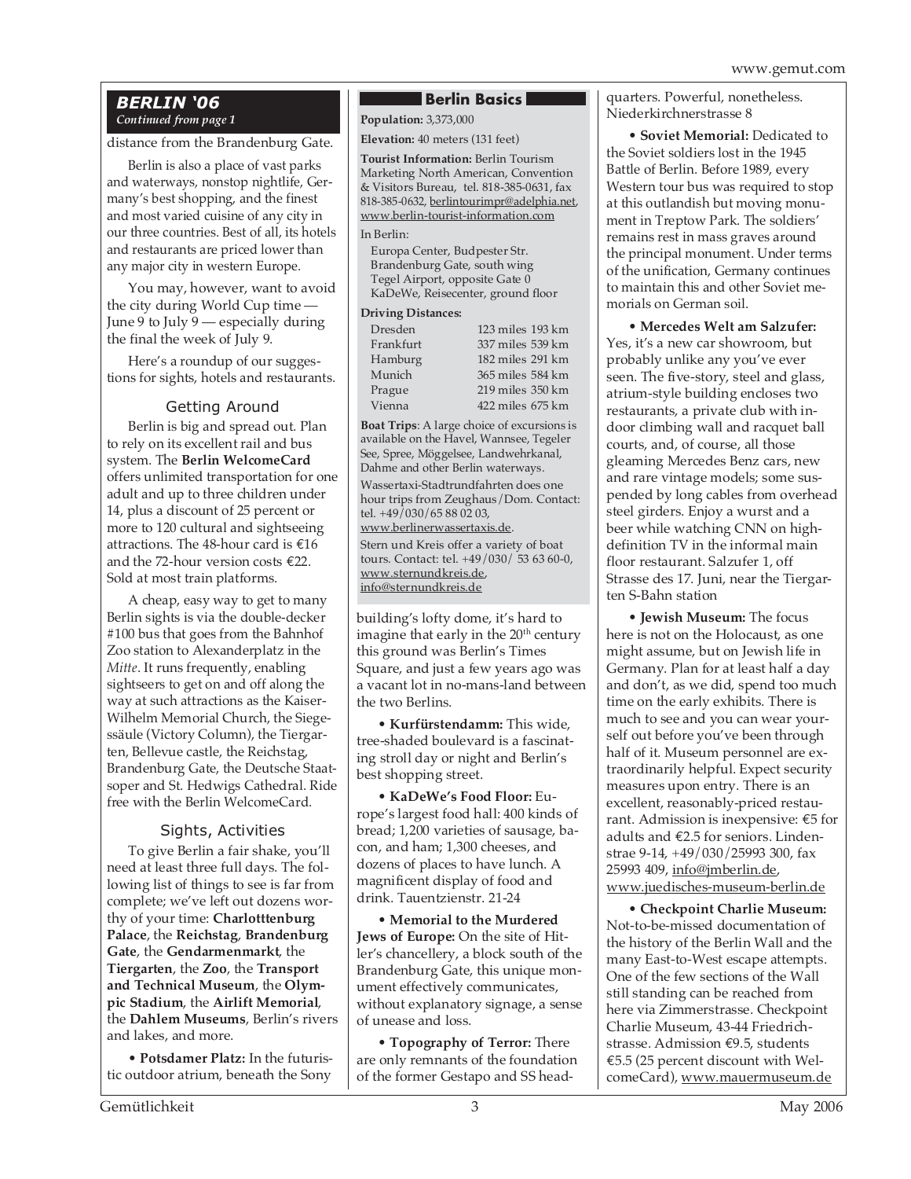## BERLIN '06

*Continued from page 1*

distance from the Brandenburg Gate.

Berlin is also a place of vast parks and waterways, nonstop nightlife, Germany's best shopping, and the finest and most varied cuisine of any city in our three countries. Best of all, its hotels and restaurants are priced lower than any major city in western Europe.

You may, however, want to avoid the city during World Cup time — June 9 to July 9 — especially during the final the week of July 9.

Here's a roundup of our suggestions for sights, hotels and restaurants.

### Getting Around

Berlin is big and spread out. Plan to rely on its excellent rail and bus system. The **Berlin WelcomeCard** offers unlimited transportation for one adult and up to three children under 14, plus a discount of 25 percent or more to 120 cultural and sightseeing attractions. The 48-hour card is €16 and the 72-hour version costs €22. Sold at most train platforms.

A cheap, easy way to get to many Berlin sights is via the double-decker #100 bus that goes from the Bahnhof Zoo station to Alexanderplatz in the *Mitte*. It runs frequently, enabling sightseers to get on and off along the way at such attractions as the Kaiser-Wilhelm Memorial Church, the Siegessäule (Victory Column), the Tiergarten, Bellevue castle, the Reichstag, Brandenburg Gate, the Deutsche Staatsoper and St. Hedwigs Cathedral. Ride free with the Berlin WelcomeCard.

### Sights, Activities

To give Berlin a fair shake, you'll need at least three full days. The following list of things to see is far from complete; we've left out dozens worthy of your time: **Charlotttenburg Palace**, the **Reichstag**, **Brandenburg Gate**, the **Gendarmenmarkt**, the **Tiergarten**, the **Zoo**, the **Transport and Technical Museum**, the **Olympic Stadium**, the **Airlift Memorial**, the **Dahlem Museums**, Berlin's rivers and lakes, and more.

• **Potsdamer Platz:** In the futuristic outdoor atrium, beneath the Sony building's lofty dome, it's hard to imagine that early in the 20th century this ground was Berlin's Times Square, and just a few years ago was a vacant lot in no-mans-land between the two Berlins.

• **Kurfürstendamm:** This wide, tree-shaded boulevard is a fascinating stroll day or night and Berlin's best shopping street.

• **KaDeWe's Food Floor:** Europe's largest food hall: 400 kinds of bread; 1,200 varieties of sausage, bacon, and ham; 1,300 cheeses, and dozens of places to have lunch. A magnificent display of food and drink. Tauentzienstr. 21-24

• **Memorial to the Murdered Jews of Europe:** On the site of Hitler's chancellery, a block south of the Brandenburg Gate, this unique monument effectively communicates, without explanatory signage, a sense of unease and loss.

• **Topography of Terror:** There are only remnants of the foundation of the former Gestapo and SS headquarters. Powerful, nonetheless. Niederkirchnerstrasse 8

• **Soviet Memorial:** Dedicated to the Soviet soldiers lost in the 1945 Battle of Berlin. Before 1989, every Western tour bus was required to stop at this outlandish but moving monument in Treptow Park. The soldiers' remains rest in mass graves around the principal monument. Under terms of the unification, Germany continues to maintain this and other Soviet memorials on German soil.

• **Mercedes Welt am Salzufer:** Yes, it's a new car showroom, but probably unlike any you've ever seen. The five-story, steel and glass, atrium-style building encloses two restaurants, a private club with indoor climbing wall and racquet ball courts, and, of course, all those gleaming Mercedes Benz cars, new and rare vintage models; some suspended by long cables from overhead steel girders. Enjoy a wurst and a beer while watching CNN on high-definition TV in the informal main floor restaurant. Salzufer 1, off Strasse des 17. Juni, near the Tiergarten S-Bahn station

• **Jewish Museum:** The focus here is not on the Holocaust, as one might assume, but on Jewish life in Germany. Plan for at least half a day and don't, as we did, spend too much time on the early exhibits. There is much to see and you can wear yourself out before you've been through half of it. Museum personnel are extraordinarily helpful. Expect security measures upon entry. There is an excellent, reasonably-priced restaurant. Admission is inexpensive: €5 for adults and €2.5 for seniors. Lindenstrae 9-14, +49/030/25993 300, fax 25993 409, info@jmberlin.de, www.juedisches-museum-berlin.de

• **Checkpoint Charlie Museum:** Not-to-be-missed documentation of the history of the Berlin Wall and the many East-to-West escape attempts. One of the few sections of the Wall still standing can be reached from here via Zimmerstrasse. Checkpoint Charlie Museum, 43-44 Friedrichstrasse. Admission €9.5, students €5.5 (25 percent discount with WelcomeCard), www.mauermuseum.de

---

### Berlin Basics

**Population:** 3,373,000

**Elevation:** 40 meters (131 feet)

**Tourist Information:** Berlin Tourism Marketing North American, Convention & Visitors Bureau, tel. 818-385-0631, fax 818-385-0632, berlintourimpr@adelphia.net, www.berlin-tourist-information.com

In Berlin:

- Europa Center, Budpester Str.
- Brandenburg Gate, south wing
- Tegel Airport, opposite Gate 0
- KaDeWe, Reisecenter, ground floor

**Driving Distances:**

| | | |
|---|---|---|
| Dresden | 123 miles | 193 km |
| Frankfurt | 337 miles | 539 km |
| Hamburg | 182 miles | 291 km |
| Munich | 365 miles | 584 km |
| Prague | 219 miles | 350 km |
| Vienna | 422 miles | 675 km |

**Boat Trips**: A large choice of excursions is available on the Havel, Wannsee, Tegeler See, Spree, Möggelsee, Landwehrkanal, Dahme and other Berlin waterways.

Wassertaxi-Stadtrundfahrten does one hour trips from Zeughaus/Dom. Contact: tel. +49/030/65 88 02 03, www.berlinerwassertaxis.de.

Stern und Kreis offer a variety of boat tours. Contact: tel. +49/030/ 53 63 60-0, www.sternundkreis.de, info@sternundkreis.de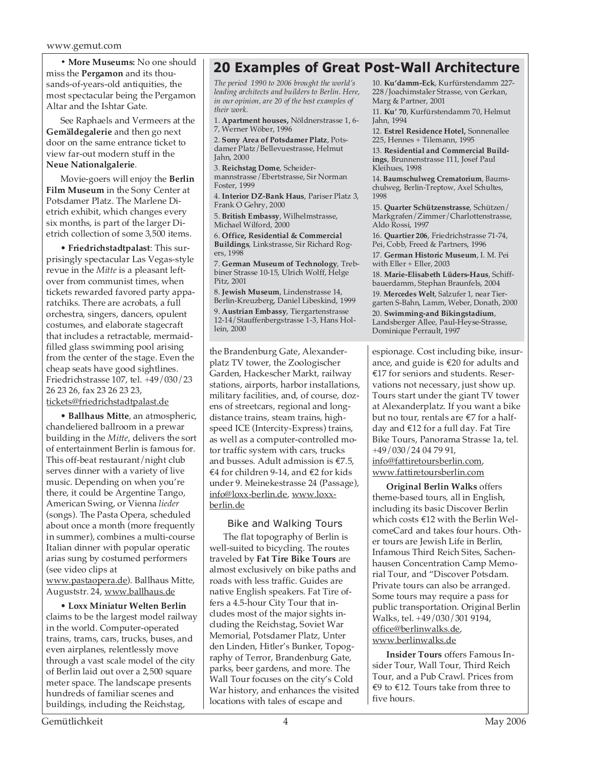• **More Museums:** No one should miss the **Pergamon** and its thousands-of-years-old antiquities, the most spectacular being the Pergamon Altar and the Ishtar Gate.

See Raphaels and Vermeers at the **Gemäldegalerie** and then go next door on the same entrance ticket to view far-out modern stuff in the **Neue Nationalgalerie**.

Movie-goers will enjoy the **Berlin Film Museum** in the Sony Center at Potsdamer Platz. The Marlene Dietrich exhibit, which changes every six months, is part of the larger Dietrich collection of some 3,500 items.

• **Friedrichstadtpalast**: This surprisingly spectacular Las Vegas-style revue in the *Mitte* is a pleasant leftover from communist times, when tickets rewarded favored party apparatchiks. There are acrobats, a full orchestra, singers, dancers, opulent costumes, and elaborate stagecraft that includes a retractable, mermaid-filled glass swimming pool arising from the center of the stage. Even the cheap seats have good sightlines. Friedrichstrasse 107, tel. +49/030/23 26 23 26, fax 23 26 23 23, tickets@friedrichstadtpalast.de

• **Ballhaus Mitte**, an atmospheric, chandeliered ballroom in a prewar building in the *Mitte*, delivers the sort of entertainment Berlin is famous for. This off-beat restaurant/night club serves dinner with a variety of live music. Depending on when you're there, it could be Argentine Tango, American Swing, or Vienna *lieder* (songs). The Pasta Opera, scheduled about once a month (more frequently in summer), combines a multi-course Italian dinner with popular operatic arias sung by costumed performers (see video clips at www.pastaopera.de). Ballhaus Mitte, Auguststr. 24, www.ballhaus.de

• **Loxx Miniatur Welten Berlin** claims to be the largest model railway in the world. Computer-operated trains, trams, cars, trucks, buses, and even airplanes, relentlessly move through a vast scale model of the city of Berlin laid out over a 2,500 square meter space. The landscape presents hundreds of familiar scenes and buildings, including the Reichstag, the Brandenburg Gate, Alexanderplatz TV tower, the Zoologischer Garden, Hackescher Markt, railway stations, airports, harbor installations, military facilities, and, of course, dozens of streetcars, regional and long-distance trains, steam trains, high-speed ICE (Intercity-Express) trains, as well as a computer-controlled motor traffic system with cars, trucks and busses. Adult admission is €7.5, €4 for children 9-14, and €2 for kids under 9. Meinekestrasse 24 (Passage), info@loxx-berlin.de, www.loxx-berlin.de

## 20 Examples of Great Post-Wall Architecture

*The period 1990 to 2006 brought the world's leading architects and builders to Berlin. Here, in our opinion, are 20 of the best examples of their work.*

1. **Apartment houses,** Nöldnerstrasse 1, 6-7, Werner Wöber, 1996
2. **Sony Area of Potsdamer Platz**, Potsdamer Platz/Bellevuestrasse, Helmut Jahn, 2000
3. **Reichstag Dome**, Scheidermannstrasse/Ebertstrasse, Sir Norman Foster, 1999
4. **Interior DZ-Bank Haus**, Pariser Platz 3, Frank O Gehry, 2000
5. **British Embassy**, Wilhelmstrasse, Michael Wilford, 2000
6. **Office, Residential & Commercial Buildings**, Linkstrasse, Sir Richard Rogers, 1998
7. **German Museum of Technology**, Trebbiner Strasse 10-15, Ulrich Wolff, Helge Pitz, 2001
8. **Jewish Museum**, Lindenstrasse 14, Berlin-Kreuzberg, Daniel Libeskind, 1999
9. **Austrian Embassy**, Tiergartenstrasse 12-14/Stauffenbergstrasse 1-3, Hans Hollein, 2000
10. **Ku'damm-Eck**, Kurfürstendamm 227-228/Joachimstaler Strasse, von Gerkan, Marg & Partner, 2001
11. **Ku' 70**, Kurfürstendamm 70, Helmut Jahn, 1994
12. **Estrel Residence Hotel,** Sonnenallee 225, Hennes + Tilemann, 1995
13. **Residential and Commercial Buildings**, Brunnenstrasse 111, Josef Paul Kleihues, 1998
14. **Baumschulweg Crematorium**, Baumschulweg, Berlin-Treptow, Axel Schultes, 1998
15. **Quarter Schützenstrasse**, Schützen/Markgrafen/Zimmer/Charlottenstrasse, Aldo Rossi, 1997
16. **Quartier 206**, Friedrichstrasse 71-74, Pei, Cobb, Freed & Partners, 1996
17. **German Historic Museum**, I. M. Pei with Eller + Eller, 2003
18. **Marie-Elisabeth Lüders-Haus**, Schiffbauerdamm, Stephan Braunfels, 2004
19. **Mercedes Welt**, Salzufer 1, near Tiergarten S-Bahn, Lamm, Weber, Donath, 2000
20. **Swimming-and Bikingstadium**, Landsberger Allee, Paul-Heyse-Strasse, Dominique Perrault, 1997

### Bike and Walking Tours

The flat topography of Berlin is well-suited to bicycling. The routes traveled by **Fat Tire Bike Tours** are almost exclusively on bike paths and roads with less traffic. Guides are native English speakers. Fat Tire offers a 4.5-hour City Tour that includes most of the major sights including the Reichstag, Soviet War Memorial, Potsdamer Platz, Unter den Linden, Hitler's Bunker, Topography of Terror, Brandenburg Gate, parks, beer gardens, and more. The Wall Tour focuses on the city's Cold War history, and enhances the visited locations with tales of escape and espionage. Cost including bike, insurance, and guide is €20 for adults and €17 for seniors and students. Reservations not necessary, just show up. Tours start under the giant TV tower at Alexanderplatz. If you want a bike but no tour, rentals are €7 for a half-day and €12 for a full day. Fat Tire Bike Tours, Panorama Strasse 1a, tel. +49/030/24 04 79 91, info@fattiretoursberlin.com, www.fattiretoursberlin.com

**Original Berlin Walks** offers theme-based tours, all in English, including its basic Discover Berlin which costs €12 with the Berlin WelcomeCard and takes four hours. Other tours are Jewish Life in Berlin, Infamous Third Reich Sites, Sachenhausen Concentration Camp Memorial Tour, and "Discover Potsdam. Private tours can also be arranged. Some tours may require a pass for public transportation. Original Berlin Walks, tel. +49/030/301 9194, office@berlinwalks.de, www.berlinwalks.de

**Insider Tours** offers Famous Insider Tour, Wall Tour, Third Reich Tour, and a Pub Crawl. Prices from €9 to €12. Tours take from three to five hours.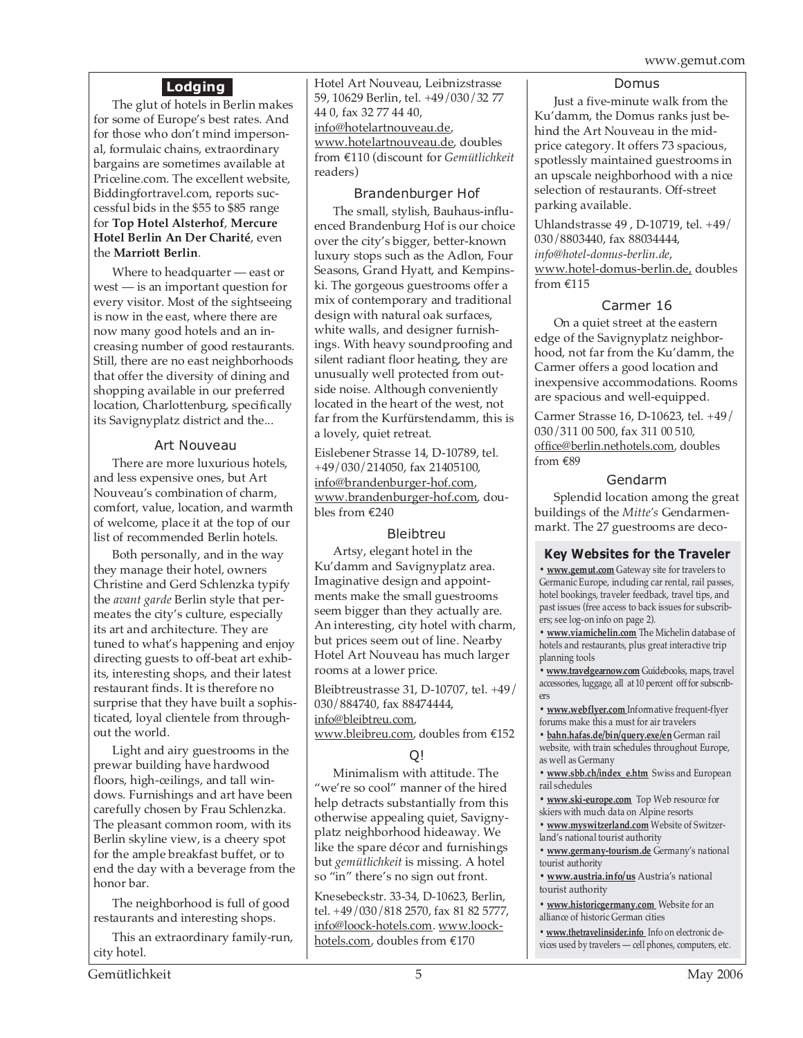## Lodging

The glut of hotels in Berlin makes for some of Europe's best rates. And for those who don't mind impersonal, formulaic chains, extraordinary bargains are sometimes available at Priceline.com. The excellent website, Biddingfortravel.com, reports successful bids in the $55 to $85 range for **Top Hotel Alsterhof**, **Mercure Hotel Berlin An Der Charité**, even the **Marriott Berlin**.

Where to headquarter — east or west — is an important question for every visitor. Most of the sightseeing is now in the east, where there are now many good hotels and an increasing number of good restaurants. Still, there are no east neighborhoods that offer the diversity of dining and shopping available in our preferred location, Charlottenburg, specifically its Savignyplatz district and the...

### Art Nouveau

There are more luxurious hotels, and less expensive ones, but Art Nouveau's combination of charm, comfort, value, location, and warmth of welcome, place it at the top of our list of recommended Berlin hotels.

Both personally, and in the way they manage their hotel, owners Christine and Gerd Schlenzka typify the *avant garde* Berlin style that permeates the city's culture, especially its art and architecture. They are tuned to what's happening and enjoy directing guests to off-beat art exhibits, interesting shops, and their latest restaurant finds. It is therefore no surprise that they have built a sophisticated, loyal clientele from throughout the world.

Light and airy guestrooms in the prewar building have hardwood floors, high-ceilings, and tall windows. Furnishings and art have been carefully chosen by Frau Schlenzka. The pleasant common room, with its Berlin skyline view, is a cheery spot for the ample breakfast buffet, or to end the day with a beverage from the honor bar.

The neighborhood is full of good restaurants and interesting shops.

This an extraordinary family-run, city hotel.

Hotel Art Nouveau, Leibnizstrasse 59, 10629 Berlin, tel. +49/030/32 77 44 0, fax 32 77 44 40, info@hotelartnouveau.de, www.hotelartnouveau.de, doubles from €110 (discount for *Gemütlichkeit* readers)

### Brandenburger Hof

The small, stylish, Bauhaus-influenced Brandenburg Hof is our choice over the city's bigger, better-known luxury stops such as the Adlon, Four Seasons, Grand Hyatt, and Kempinski. The gorgeous guestrooms offer a mix of contemporary and traditional design with natural oak surfaces, white walls, and designer furnishings. With heavy soundproofing and silent radiant floor heating, they are unusually well protected from outside noise. Although conveniently located in the heart of the west, not far from the Kurfürstendamm, this is a lovely, quiet retreat.

Eislebener Strasse 14, D-10789, tel. +49/030/214050, fax 21405100, info@brandenburger-hof.com, www.brandenburger-hof.com, doubles from €240

### Bleibtreu

Artsy, elegant hotel in the Ku'damm and Savignyplatz area. Imaginative design and appointments make the small guestrooms seem bigger than they actually are. An interesting, city hotel with charm, but prices seem out of line. Nearby Hotel Art Nouveau has much larger rooms at a lower price.

Bleibtreustrasse 31, D-10707, tel. +49/030/884740, fax 88474444, info@bleibtreu.com, www.bleibreu.com, doubles from €152

### Q!

Minimalism with attitude. The "we're so cool" manner of the hired help detracts substantially from this otherwise appealing quiet, Savignyplatz neighborhood hideaway. We like the spare décor and furnishings but *gemütlichkeit* is missing. A hotel so "in" there's no sign out front.

Knesebeckstr. 33-34, D-10623, Berlin, tel. +49/030/818 2570, fax 81 82 5777, info@loock-hotels.com. www.loock-hotels.com, doubles from €170

### Domus

Just a five-minute walk from the Ku'damm, the Domus ranks just behind the Art Nouveau in the mid-price category. It offers 73 spacious, spotlessly maintained guestrooms in an upscale neighborhood with a nice selection of restaurants. Off-street parking available.

Uhlandstrasse 49 , D-10719, tel. +49/030/8803440, fax 88034444, *info@hotel-domus-berlin.de*, www.hotel-domus-berlin.de, doubles from €115

### Carmer 16

On a quiet street at the eastern edge of the Savignyplatz neighborhood, not far from the Ku'damm, the Carmer offers a good location and inexpensive accommodations. Rooms are spacious and well-equipped.

Carmer Strasse 16, D-10623, tel. +49/030/311 00 500, fax 311 00 510, office@berlin.nethotels.com, doubles from €89

### Gendarm

Splendid location among the great buildings of the *Mitte's* Gendarmenmarkt. The 27 guestrooms are deco-

### Key Websites for the Traveler

- **www.gemut.com** Gateway site for travelers to Germanic Europe, including car rental, rail passes, hotel bookings, traveler feedback, travel tips, and past issues (free access to back issues for subscribers; see log-on info on page 2).
- **www.viamichelin.com** The Michelin database of hotels and restaurants, plus great interactive trip planning tools
- **www.travelgearnow.com** Guidebooks, maps, travel accessories, luggage, all at 10 percent off for subscribers
- **www.webflyer.com** Informative frequent-flyer forums make this a must for air travelers
- **bahn.hafas.de/bin/query.exe/en** German rail website, with train schedules throughout Europe, as well as Germany
- **www.sbb.ch/index_e.htm** Swiss and European rail schedules
- **www.ski-europe.com** Top Web resource for skiers with much data on Alpine resorts
- **www.myswitzerland.com** Website of Switzerland's national tourist authority
- **www.germany-tourism.de** Germany's national tourist authority
- **www.austria.info/us** Austria's national tourist authority
- **www.historicgermany.com** Website for an alliance of historic German cities
- **www.thetravelinsider.info** Info on electronic devices used by travelers — cell phones, computers, etc.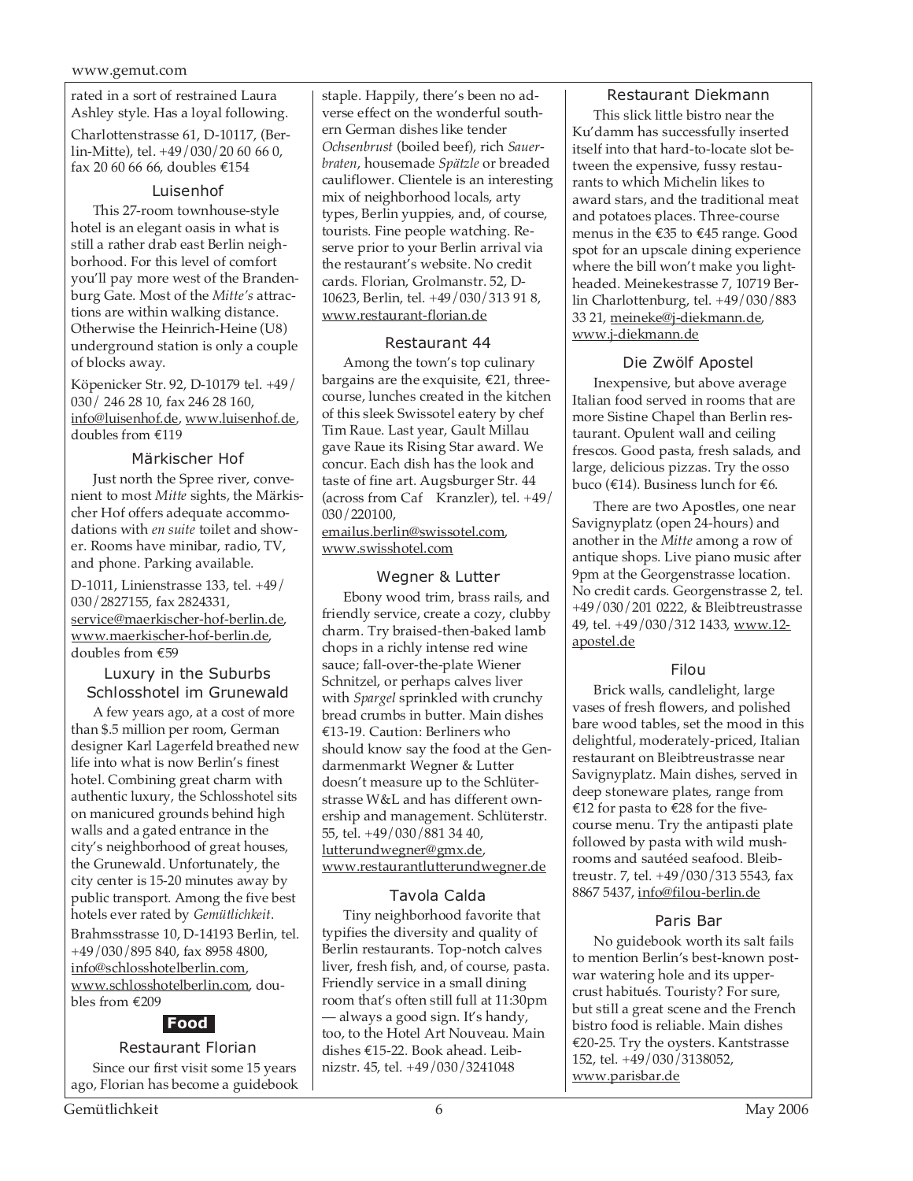rated in a sort of restrained Laura Ashley style. Has a loyal following.

Charlottenstrasse 61, D-10117, (Berlin-Mitte), tel. +49/030/20 60 66 0, fax 20 60 66 66, doubles €154

### Luisenhof

This 27-room townhouse-style hotel is an elegant oasis in what is still a rather drab east Berlin neighborhood. For this level of comfort you'll pay more west of the Brandenburg Gate. Most of the *Mitte's* attractions are within walking distance. Otherwise the Heinrich-Heine (U8) underground station is only a couple of blocks away.

Köpenicker Str. 92, D-10179 tel. +49/030/ 246 28 10, fax 246 28 160, info@luisenhof.de, www.luisenhof.de, doubles from €119

### Märkischer Hof

Just north the Spree river, convenient to most *Mitte* sights, the Märkischer Hof offers adequate accommodations with *en suite* toilet and shower. Rooms have minibar, radio, TV, and phone. Parking available.

D-1011, Linienstrasse 133, tel. +49/030/2827155, fax 2824331, service@maerkischer-hof-berlin.de, www.maerkischer-hof-berlin.de, doubles from €59

### Luxury in the Suburbs Schlosshotel im Grunewald

A few years ago, at a cost of more than $.5 million per room, German designer Karl Lagerfeld breathed new life into what is now Berlin's finest hotel. Combining great charm with authentic luxury, the Schlosshotel sits on manicured grounds behind high walls and a gated entrance in the city's neighborhood of great houses, the Grunewald. Unfortunately, the city center is 15-20 minutes away by public transport. Among the five best hotels ever rated by *Gemütlichkeit*.

Brahmsstrasse 10, D-14193 Berlin, tel. +49/030/895 840, fax 8958 4800, info@schlosshotelberlin.com, www.schlosshotelberlin.com, doubles from €209

## Food

### Restaurant Florian

Since our first visit some 15 years ago, Florian has become a guidebook staple. Happily, there's been no adverse effect on the wonderful southern German dishes like tender *Ochsenbrust* (boiled beef), rich *Sauerbraten*, housemade *Spätzle* or breaded cauliflower. Clientele is an interesting mix of neighborhood locals, arty types, Berlin yuppies, and, of course, tourists. Fine people watching. Reserve prior to your Berlin arrival via the restaurant's website. No credit cards. Florian, Grolmanstr. 52, D-10623, Berlin, tel. +49/030/313 91 8, www.restaurant-florian.de

### Restaurant 44

Among the town's top culinary bargains are the exquisite, €21, three-course, lunches created in the kitchen of this sleek Swissotel eatery by chef Tim Raue. Last year, Gault Millau gave Raue its Rising Star award. We concur. Each dish has the look and taste of fine art. Augsburger Str. 44 (across from Caf Kranzler), tel. +49/030/220100, emailus.berlin@swissotel.com, www.swisshotel.com

### Wegner & Lutter

Ebony wood trim, brass rails, and friendly service, create a cozy, clubby charm. Try braised-then-baked lamb chops in a richly intense red wine sauce; fall-over-the-plate Wiener Schnitzel, or perhaps calves liver with *Spargel* sprinkled with crunchy bread crumbs in butter. Main dishes €13-19. Caution: Berliners who should know say the food at the Gendarmenmarkt Wegner & Lutter doesn't measure up to the Schlüterstrasse W&L and has different ownership and management. Schlüterstr. 55, tel. +49/030/881 34 40, lutterundwegner@gmx.de, www.restaurantlutterundwegner.de

### Tavola Calda

Tiny neighborhood favorite that typifies the diversity and quality of Berlin restaurants. Top-notch calves liver, fresh fish, and, of course, pasta. Friendly service in a small dining room that's often still full at 11:30pm — always a good sign. It's handy, too, to the Hotel Art Nouveau. Main dishes €15-22. Book ahead. Leibnizstr. 45, tel. +49/030/3241048

### Restaurant Diekmann

This slick little bistro near the Ku'damm has successfully inserted itself into that hard-to-locate slot between the expensive, fussy restaurants to which Michelin likes to award stars, and the traditional meat and potatoes places. Three-course menus in the €35 to €45 range. Good spot for an upscale dining experience where the bill won't make you lightheaded. Meinekestrasse 7, 10719 Berlin Charlottenburg, tel. +49/030/883 33 21, meineke@j-diekmann.de, www.j-diekmann.de

### Die Zwölf Apostel

Inexpensive, but above average Italian food served in rooms that are more Sistine Chapel than Berlin restaurant. Opulent wall and ceiling frescos. Good pasta, fresh salads, and large, delicious pizzas. Try the osso buco (€14). Business lunch for €6.

There are two Apostles, one near Savignyplatz (open 24-hours) and another in the *Mitte* among a row of antique shops. Live piano music after 9pm at the Georgenstrasse location. No credit cards. Georgenstrasse 2, tel. +49/030/201 0222, & Bleibtreustrasse 49, tel. +49/030/312 1433, www.12-apostel.de

### Filou

Brick walls, candlelight, large vases of fresh flowers, and polished bare wood tables, set the mood in this delightful, moderately-priced, Italian restaurant on Bleibtreustrasse near Savignyplatz. Main dishes, served in deep stoneware plates, range from €12 for pasta to €28 for the five-course menu. Try the antipasti plate followed by pasta with wild mushrooms and sautéed seafood. Bleibtreustr. 7, tel. +49/030/313 5543, fax 8867 5437, info@filou-berlin.de

### Paris Bar

No guidebook worth its salt fails to mention Berlin's best-known postwar watering hole and its uppercrust habitués. Touristy? For sure, but still a great scene and the French bistro food is reliable. Main dishes €20-25. Try the oysters. Kantstrasse 152, tel. +49/030/3138052, www.parisbar.de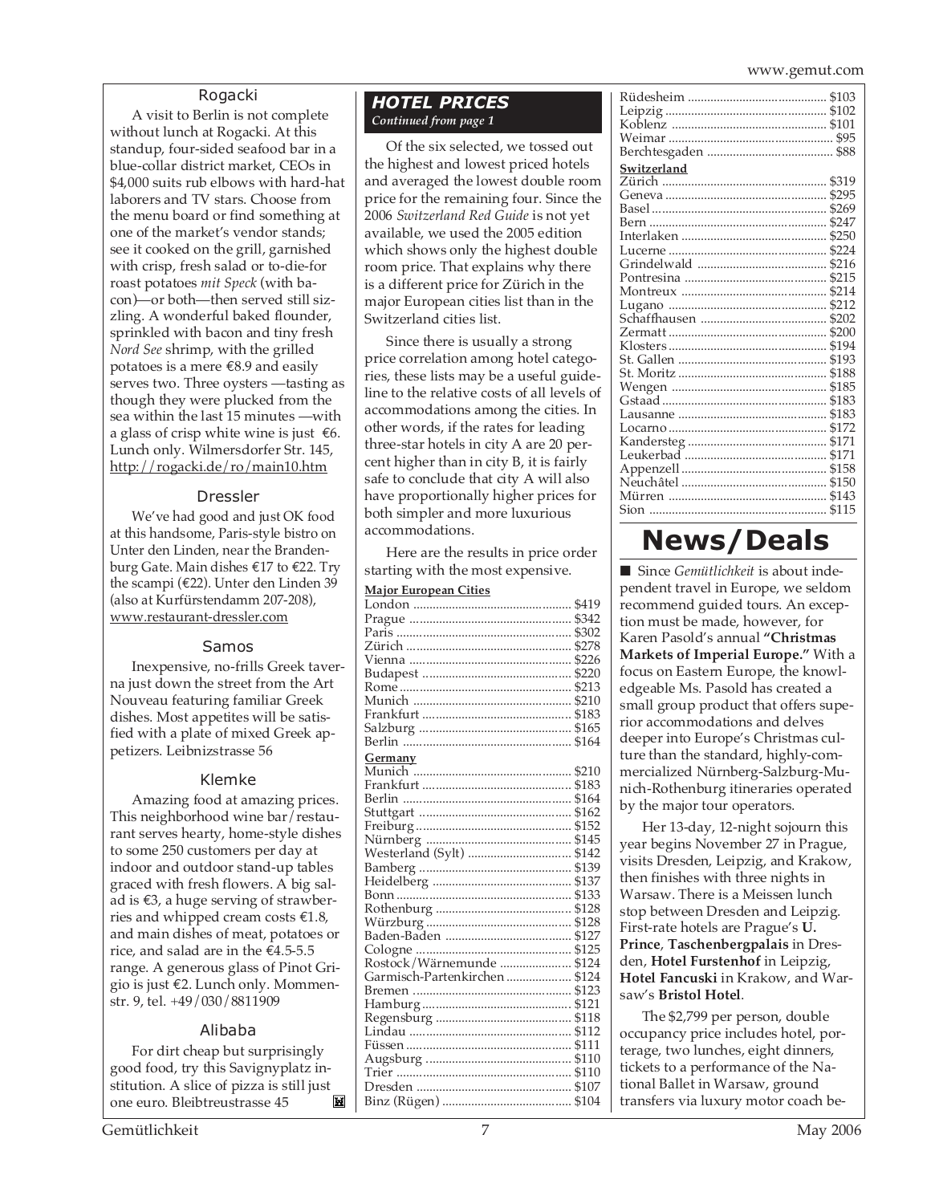### Rogacki

A visit to Berlin is not complete without lunch at Rogacki. At this standup, four-sided seafood bar in a blue-collar district market, CEOs in $4,000 suits rub elbows with hard-hat laborers and TV stars. Choose from the menu board or find something at one of the market's vendor stands; see it cooked on the grill, garnished with crisp, fresh salad or to-die-for roast potatoes *mit Speck* (with bacon)—or both—then served still sizzling. A wonderful baked flounder, sprinkled with bacon and tiny fresh *Nord See* shrimp, with the grilled potatoes is a mere €8.9 and easily serves two. Three oysters —tasting as though they were plucked from the sea within the last 15 minutes —with a glass of crisp white wine is just €6. Lunch only. Wilmersdorfer Str. 145, http://rogacki.de/ro/main10.htm

### Dressler

We've had good and just OK food at this handsome, Paris-style bistro on Unter den Linden, near the Brandenburg Gate. Main dishes €17 to €22. Try the scampi (€22). Unter den Linden 39 (also at Kurfürstendamm 207-208), www.restaurant-dressler.com

### Samos

Inexpensive, no-frills Greek taverna just down the street from the Art Nouveau featuring familiar Greek dishes. Most appetites will be satisfied with a plate of mixed Greek appetizers. Leibnizstrasse 56

### Klemke

Amazing food at amazing prices. This neighborhood wine bar/restaurant serves hearty, home-style dishes to some 250 customers per day at indoor and outdoor stand-up tables graced with fresh flowers. A big salad is €3, a huge serving of strawberries and whipped cream costs €1.8, and main dishes of meat, potatoes or rice, and salad are in the €4.5-5.5 range. A generous glass of Pinot Grigio is just €2. Lunch only. Mommenstr. 9, tel. +49/030/8811909

### Alibaba

For dirt cheap but surprisingly good food, try this Savignyplatz institution. A slice of pizza is still just one euro. Bleibtreustrasse 45

## HOTEL PRICES

*Continued from page 1*

Of the six selected, we tossed out the highest and lowest priced hotels and averaged the lowest double room price for the remaining four. Since the 2006 *Switzerland Red Guide* is not yet available, we used the 2005 edition which shows only the highest double room price. That explains why there is a different price for Zürich in the major European cities list than in the Switzerland cities list.

Since there is usually a strong price correlation among hotel categories, these lists may be a useful guideline to the relative costs of all levels of accommodations among the cities. In other words, if the rates for leading three-star hotels in city A are 20 percent higher than in city B, it is fairly safe to conclude that city A will also have proportionally higher prices for both simpler and more luxurious accommodations.

Here are the results in price order starting with the most expensive.

**Major European Cities**

| City | Price |
|---|---|
| London | $419 |
| Prague | $342 |
| Paris | $302 |
| Zürich | $278 |
| Vienna | $226 |
| Budapest | $220 |
| Rome | $213 |
| Munich | $210 |
| Frankfurt | $183 |
| Salzburg | $165 |
| Berlin | $164 |

**Germany**

| City | Price |
|---|---|
| Munich | $210 |
| Frankfurt | $183 |
| Berlin | $164 |
| Stuttgart | $162 |
| Freiburg | $152 |
| Nürnberg | $145 |
| Westerland (Sylt) | $142 |
| Bamberg | $139 |
| Heidelberg | $137 |
| Bonn | $133 |
| Rothenburg | $128 |
| Würzburg | $128 |
| Baden-Baden | $127 |
| Cologne | $125 |
| Rostock/Wärnemunde | $124 |
| Garmisch-Partenkirchen | $124 |
| Bremen | $123 |
| Hamburg | $121 |
| Regensburg | $118 |
| Lindau | $112 |
| Füssen | $111 |
| Augsburg | $110 |
| Trier | $110 |
| Dresden | $107 |
| Binz (Rügen) | $104 |
| Rüdesheim | $103 |
| Leipzig | $102 |
| Koblenz | $101 |
| Weimar | $95 |
| Berchtesgaden | $88 |

**Switzerland**

| City | Price |
|---|---|
| Zürich | $319 |
| Geneva | $295 |
| Basel | $269 |
| Bern | $247 |
| Interlaken | $250 |
| Lucerne | $224 |
| Grindelwald | $216 |
| Pontresina | $215 |
| Montreux | $214 |
| Lugano | $212 |
| Schaffhausen | $202 |
| Zermatt | $200 |
| Klosters | $194 |
| St. Gallen | $193 |
| St. Moritz | $188 |
| Wengen | $185 |
| Gstaad | $183 |
| Lausanne | $183 |
| Locarno | $172 |
| Kandersteg | $171 |
| Leukerbad | $171 |
| Appenzell | $158 |
| Neuchâtel | $150 |
| Mürren | $143 |
| Sion | $115 |

# News/Deals

■ Since *Gemütlichkeit* is about independent travel in Europe, we seldom recommend guided tours. An exception must be made, however, for Karen Pasold's annual **"Christmas Markets of Imperial Europe."** With a focus on Eastern Europe, the knowledgeable Ms. Pasold has created a small group product that offers superior accommodations and delves deeper into Europe's Christmas culture than the standard, highly-commercialized Nürnberg-Salzburg-Munich-Rothenburg itineraries operated by the major tour operators.

Her 13-day, 12-night sojourn this year begins November 27 in Prague, visits Dresden, Leipzig, and Krakow, then finishes with three nights in Warsaw. There is a Meissen lunch stop between Dresden and Leipzig. First-rate hotels are Prague's **U. Prince**, **Taschenbergpalais** in Dresden, **Hotel Furstenhof** in Leipzig, **Hotel Fancuski** in Krakow, and Warsaw's **Bristol Hotel**.

The $2,799 per person, double occupancy price includes hotel, porterage, two lunches, eight dinners, tickets to a performance of the National Ballet in Warsaw, ground transfers via luxury motor coach be-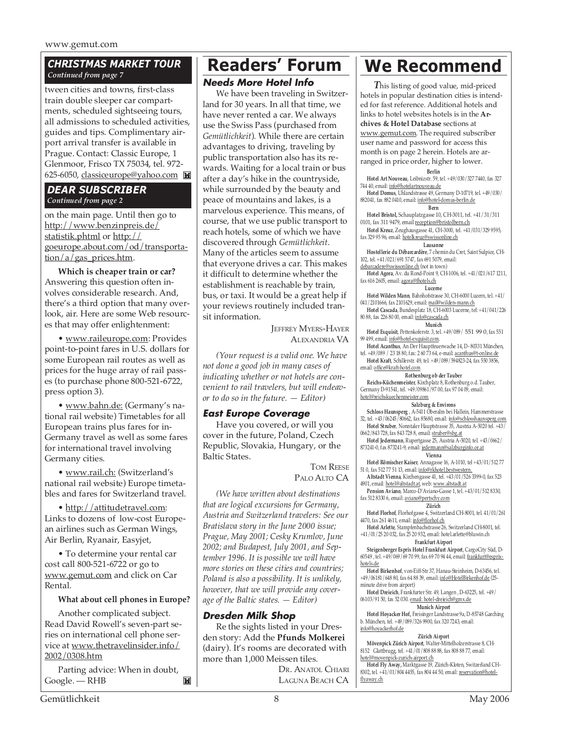## CHRISTMAS MARKET TOUR

*Continued from page 7*

tween cities and towns, first-class train double sleeper car compartments, scheduled sightseeing tours, all admissions to scheduled activities, guides and tips. Complimentary airport arrival transfer is available in Prague. Contact: Classic Europe, 1 Glenmoor, Frisco TX 75034, tel. 972-625-6050, classiceurope@yahoo.com

## DEAR SUBSCRIBER

*Continued from page 2*

on the main page. Until then go to http://www.benzinpreis.de/statistik.phtml or http://goeurope.about.com/od/transportation/a/gas_prices.htm.

**Which is cheaper train or car?** Answering this question often involves considerable research. And, there's a third option that many overlook, air. Here are some Web resources that may offer enlightenment:

• www.raileurope.com: Provides point-to-point fares in U.S. dollars for some European rail routes as well as prices for the huge array of rail passes (to purchase phone 800-521-6722, press option 3).

• www.bahn.de: (Germany's national rail website) Timetables for all European trains plus fares for in-Germany travel as well as some fares for international travel involving Germany cities.

• www.rail.ch: (Switzerland's national rail website) Europe timetables and fares for Switzerland travel.

• http://attitudetravel.com: Links to dozens of low-cost European airlines such as German Wings, Air Berlin, Ryanair, Easyjet,

• To determine your rental car cost call 800-521-6722 or go to www.gemut.com and click on Car Rental.

**What about cell phones in Europe?**

Another complicated subject. Read David Rowell's seven-part series on international cell phone service at www.thetravelinsider.info/2002/0308.htm

Parting advice: When in doubt, Google. — RHB

# Readers' Forum

### Needs More Hotel Info

We have been traveling in Switzerland for 30 years. In all that time, we have never rented a car. We always use the Swiss Pass (purchased from *Gemütlichkeit*). While there are certain advantages to driving, traveling by public transportation also has its rewards. Waiting for a local train or bus after a day's hike in the countryside, while surrounded by the beauty and peace of mountains and lakes, is a marvelous experience. This means, of course, that we use public transport to reach hotels, some of which we have discovered through *Gemütlichkeit*. Many of the articles seem to assume that everyone drives a car. This makes it difficult to determine whether the establishment is reachable by train, bus, or taxi. It would be a great help if your reviews routinely included transit information.

JEFFREY MYERS-HAYER
ALEXANDRIA VA

*(Your request is a valid one. We have not done a good job in many cases of indicating whether or not hotels are convenient to rail travelers, but will endeavor to do so in the future. — Editor)*

### East Europe Coverage

Have you covered, or will you cover in the future, Poland, Czech Republic, Slovakia, Hungary, or the Baltic States.

TOM REESE
PALO ALTO CA

*(We have written about destinations that are logical excursions for Germany, Austria and Switzerland travelers: See our Bratislava story in the June 2000 issue; Prague, May 2001; Cesky Krumlov, June 2002; and Budapest, July 2001, and September 1996. It is possible we will have more stories on these cities and countries; Poland is also a possibility. It is unlikely, however, that we will provide any coverage of the Baltic states. — Editor)*

### Dresden Milk Shop

Re the sights listed in your Dresden story: Add the **Pfunds Molkerei** (dairy). It's rooms are decorated with more than 1,000 Meissen tiles.

DR. ANATOL CHIARI
LAGUNA BEACH CA

# We Recommend

This listing of good value, mid-priced hotels in popular destination cities is intended for fast reference. Additional hotels and links to hotel websites hotels is in the **Archives & Hotel Database** sections at www.gemut.com. The required subscriber user name and password for access this month is on page 2 herein. Hotels are arranged in price order, higher to lower.

**Berlin**

**Hotel Art Nouveau**, Leibnizstr. 59, tel. +49/030/327 7440, fax 327 744 40, email: info@hotelartnouveau.de

**Hotel Domus**, Uhlandstrasse 49, Germany D-10719, tel. +49/030/882041, fax 882 0410, email: info@hotel-domus-berlin.de

**Bern**

**Hotel Bristol,** Schauplatzgasse 10, CH-3011, tel. +41/31/311 0101, fax 311 9479, email reception@bristolbern.ch

**Hotel Kreuz**, Zeughausgasse 41, CH-3000, tel. +41/031/329 9595, fax 329 95 96, email: hotelkreuz@swissonline.ch

**Lausanne**

**Hostellerie du Débarcadère**, 7 chemin du Cret, Saint Sulpice, CH-102, tel. +41/021/691 5747, fax 691 5079, email: debarcadere@swissonline.ch (not in town)

**Hotel Agora**, Av. du Rond-Point 9, CH-1006, tel. +41/021/617 1211, fax 616 2605, email: agora@fhotels.ch

**Lucerne**

**Hotel Wilden Mann**, Bahnhofstrasse 30, CH-6000 Luzern, tel. +41/041/2101666, fax 2101629, email: mail@wilden-mann.ch

**Hotel Cascada**, Bundesplatz 18, CH-6003 Lucerne, tel: +41/041/226 80 88, fax 226 80 00, email: info@cascada.ch

**Munich**

**Hotel Exquisit**, Pettenkoferstr. 3, tel. +49/089/ 551 99 0, fax 551 99 499, email: info@hotel-exquisit.com.

**Hotel Acanthus**, An Der Hauptfeuerwache 14, D- 80331 München, tel. +49/089 / 23 18 80, fax: 2 60 73 64, e-mail: acanthus@t-online.de

**Hotel Kraft**, Schillerstr. 49, tel. +49/089/594823-24, fax 550 3856, email: office@kraft-hotel.com

**Rothenburg ob der Tauber**

**Reichs-Küchenmeister**, Kirchplatz 8, Rothenburg o.d. Tauber, Germany D-91541, tel. +49/09861/97 00, fax 97 04 09, email: hotel@reichskuechenmeister.com

**Salzburg & Environs**

**Schloss Haunsperg** , A-5411 Oberalm bei Hallein, Hammerstrasse 32, tel. +43/06245/80662, fax 85680, email: info@schlosshaunsperg.com

**Hotel Struber**, Nonntaler Hauptstrasse 35, Austria A-5020 tel. +43/0662/843 728, fax 843 728 8, email: struber@sbg.at

**Hotel Jedermann**, Rupertgasse 25, Austria A-5020, tel. +43/0662/873241-0, fax 873241-9, email: jedermann@salzburginfo.or.at

**Vienna**

**Hotel Römischer Kaiser**, Annagasse 16, A-1010, tel +43/01/512 77 51 0, fax 512 77 51 13, email: info@rkhotel.bestwestern.

**Altstadt Vienna**, Kirchengasse 41, tel. +43/01/526 3399-0, fax 523 4901, email: hotel@altstadt.at, web: www.altstadt.at

**Pension Aviano**, Marco-D'Aviano-Gasse 1, tel. +43/01/512 8330, fax 512 8330 6, email: aviano@pertschy.com

**Zürich**

**Hotel Florhof**, Florhofgasse 4, Switzerland CH-8001, tel. 41/01/261 4470, fax 261 4611, email: info@florhof.ch

**Hotel Arlette**, Stampfenbachstrasse 26, Switzerland CH-8001, tel. +41/01/25 20 032, fax 25 20 932, email: hotel.arlette@bluwin.ch

**Frankfurt Airport**

**Steigenberger Esprix Hotel Frankfurt Airport**, CargoCity Süd, D-60549 , tel. +49/069/69 70 99, fax 69 70 94 44, email: frankfurt@esprix-hotels.de

**Hotel Birkenhof**, von-Eiff-Str 37, Hanau-Steinheim, D-63456, tel. +49/06181/648 80, fax 64 88 39, email: info@HotelBirkenhof.de (25-minute drive from airport)

**Hotel Dreieich**, Frankfurter Str. 49, Langen , D-63225, tel. +49/06103/91 50, fax 52 030. email: hotel-dreieich@gmx.de

**Munich Airport**

**Hotel Hoyacker Hof**, Freisinger Landstrasse 9a, D-85748 Garching b. München, tel. +49/089/326 9900, fax 320 7243, email: info@hoyackerhof.de

**Zürich Airport**

**Mövenpick Zürich Airport**, Walter-Mittelholzerstrasse 8, CH-8152 Glattbrugg, tel. +41/01/808 88 88, fax 808 88 77, email: hotel@movenpick-zurich-airport.ch

**Hotel Fly Away**, Marktgasse 19, Zürich-Kloten, Switzerland CH-8302, tel. +41/01/804 4455, fax 804 44 50, email: reservation@hotel-flyaway.ch